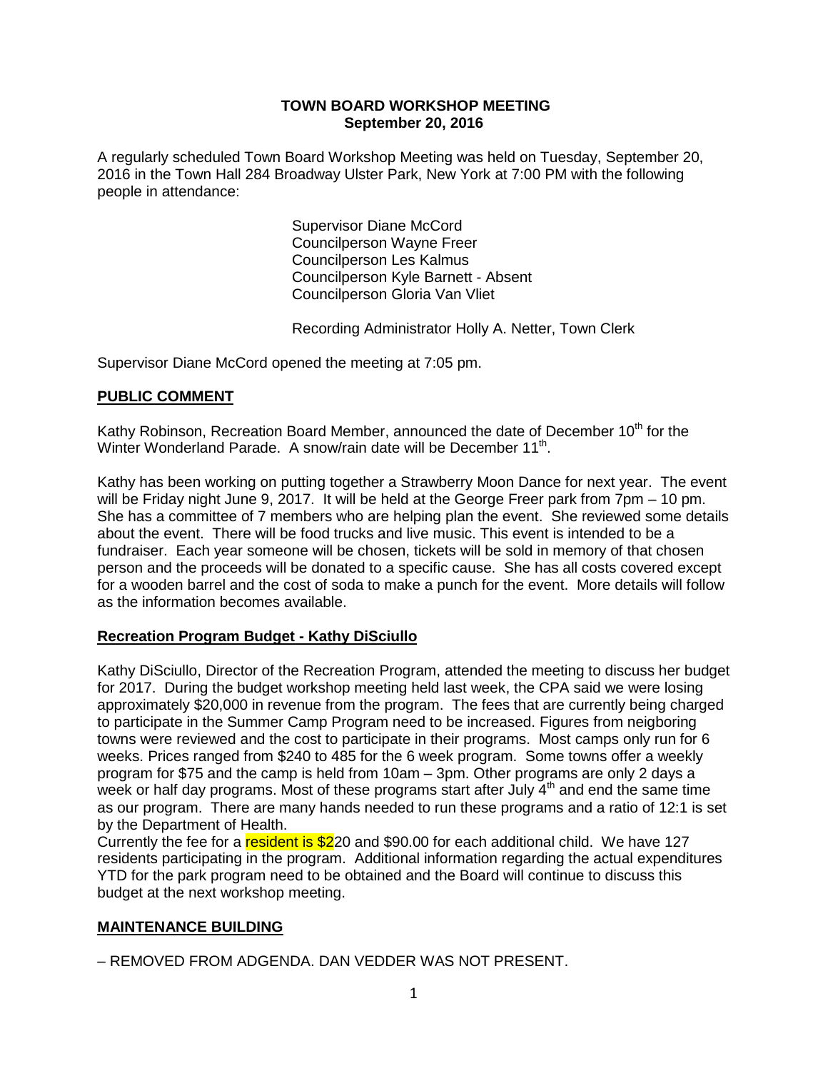**TOWN BOARD WORKSHOP MEETING**
**September 20, 2016**

A regularly scheduled Town Board Workshop Meeting was held on Tuesday, September 20, 2016 in the Town Hall 284 Broadway Ulster Park, New York at 7:00 PM with the following people in attendance:

Supervisor Diane McCord
Councilperson Wayne Freer
Councilperson Les Kalmus
Councilperson Kyle Barnett - Absent
Councilperson Gloria Van Vliet

Recording Administrator Holly A. Netter, Town Clerk

Supervisor Diane McCord opened the meeting at 7:05 pm.

## PUBLIC COMMENT

Kathy Robinson, Recreation Board Member, announced the date of December 10th for the Winter Wonderland Parade. A snow/rain date will be December 11th.

Kathy has been working on putting together a Strawberry Moon Dance for next year. The event will be Friday night June 9, 2017. It will be held at the George Freer park from 7pm – 10 pm. She has a committee of 7 members who are helping plan the event. She reviewed some details about the event. There will be food trucks and live music. This event is intended to be a fundraiser. Each year someone will be chosen, tickets will be sold in memory of that chosen person and the proceeds will be donated to a specific cause. She has all costs covered except for a wooden barrel and the cost of soda to make a punch for the event. More details will follow as the information becomes available.

## Recreation Program Budget - Kathy DiSciullo

Kathy DiSciullo, Director of the Recreation Program, attended the meeting to discuss her budget for 2017. During the budget workshop meeting held last week, the CPA said we were losing approximately $20,000 in revenue from the program. The fees that are currently being charged to participate in the Summer Camp Program need to be increased. Figures from neigboring towns were reviewed and the cost to participate in their programs. Most camps only run for 6 weeks. Prices ranged from $240 to 485 for the 6 week program. Some towns offer a weekly program for $75 and the camp is held from 10am – 3pm. Other programs are only 2 days a week or half day programs. Most of these programs start after July 4th and end the same time as our program. There are many hands needed to run these programs and a ratio of 12:1 is set by the Department of Health.
Currently the fee for a resident is $220 and $90.00 for each additional child. We have 127 residents participating in the program. Additional information regarding the actual expenditures YTD for the park program need to be obtained and the Board will continue to discuss this budget at the next workshop meeting.

## MAINTENANCE BUILDING

– REMOVED FROM ADGENDA. DAN VEDDER WAS NOT PRESENT.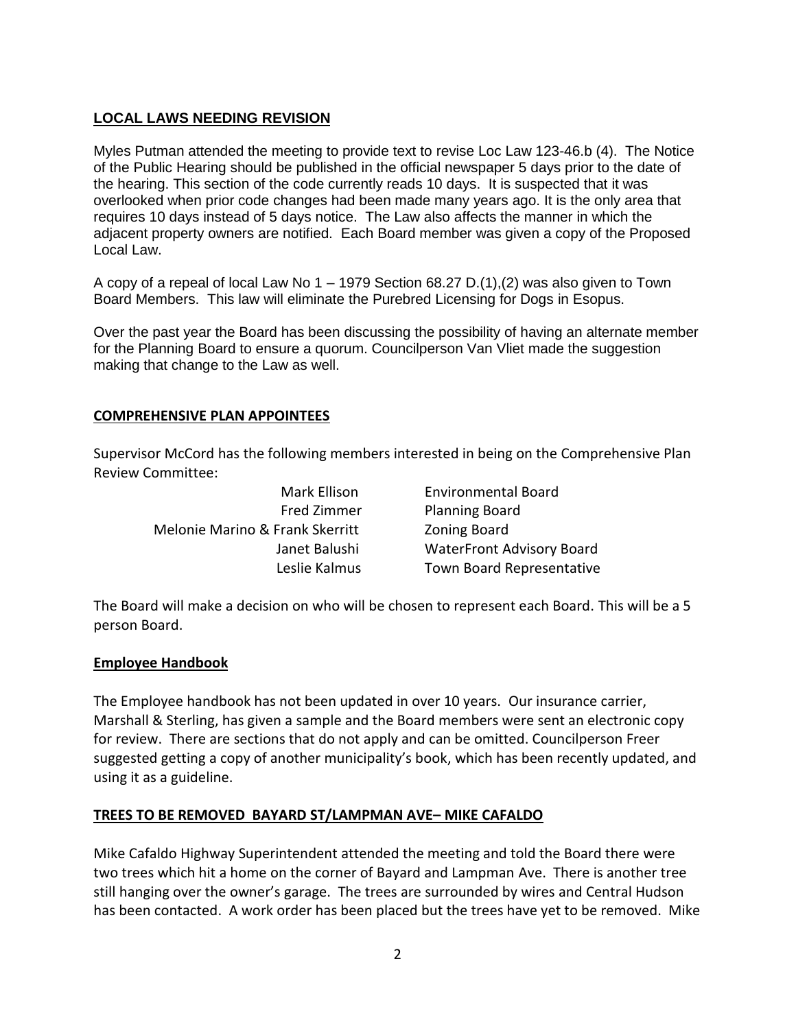## LOCAL LAWS NEEDING REVISION

Myles Putman attended the meeting to provide text to revise Loc Law 123-46.b (4). The Notice of the Public Hearing should be published in the official newspaper 5 days prior to the date of the hearing. This section of the code currently reads 10 days. It is suspected that it was overlooked when prior code changes had been made many years ago. It is the only area that requires 10 days instead of 5 days notice. The Law also affects the manner in which the adjacent property owners are notified. Each Board member was given a copy of the Proposed Local Law.

A copy of a repeal of local Law No 1 – 1979 Section 68.27 D.(1),(2) was also given to Town Board Members. This law will eliminate the Purebred Licensing for Dogs in Esopus.

Over the past year the Board has been discussing the possibility of having an alternate member for the Planning Board to ensure a quorum. Councilperson Van Vliet made the suggestion making that change to the Law as well.

## COMPREHENSIVE PLAN APPOINTEES

Supervisor McCord has the following members interested in being on the Comprehensive Plan Review Committee:

| | |
|---|---|
| Mark Ellison | Environmental Board |
| Fred Zimmer | Planning Board |
| Melonie Marino & Frank Skerritt | Zoning Board |
| Janet Balushi | WaterFront Advisory Board |
| Leslie Kalmus | Town Board Representative |

The Board will make a decision on who will be chosen to represent each Board. This will be a 5 person Board.

## Employee Handbook

The Employee handbook has not been updated in over 10 years. Our insurance carrier, Marshall & Sterling, has given a sample and the Board members were sent an electronic copy for review. There are sections that do not apply and can be omitted. Councilperson Freer suggested getting a copy of another municipality's book, which has been recently updated, and using it as a guideline.

## TREES TO BE REMOVED BAYARD ST/LAMPMAN AVE– MIKE CAFALDO

Mike Cafaldo Highway Superintendent attended the meeting and told the Board there were two trees which hit a home on the corner of Bayard and Lampman Ave. There is another tree still hanging over the owner's garage. The trees are surrounded by wires and Central Hudson has been contacted. A work order has been placed but the trees have yet to be removed. Mike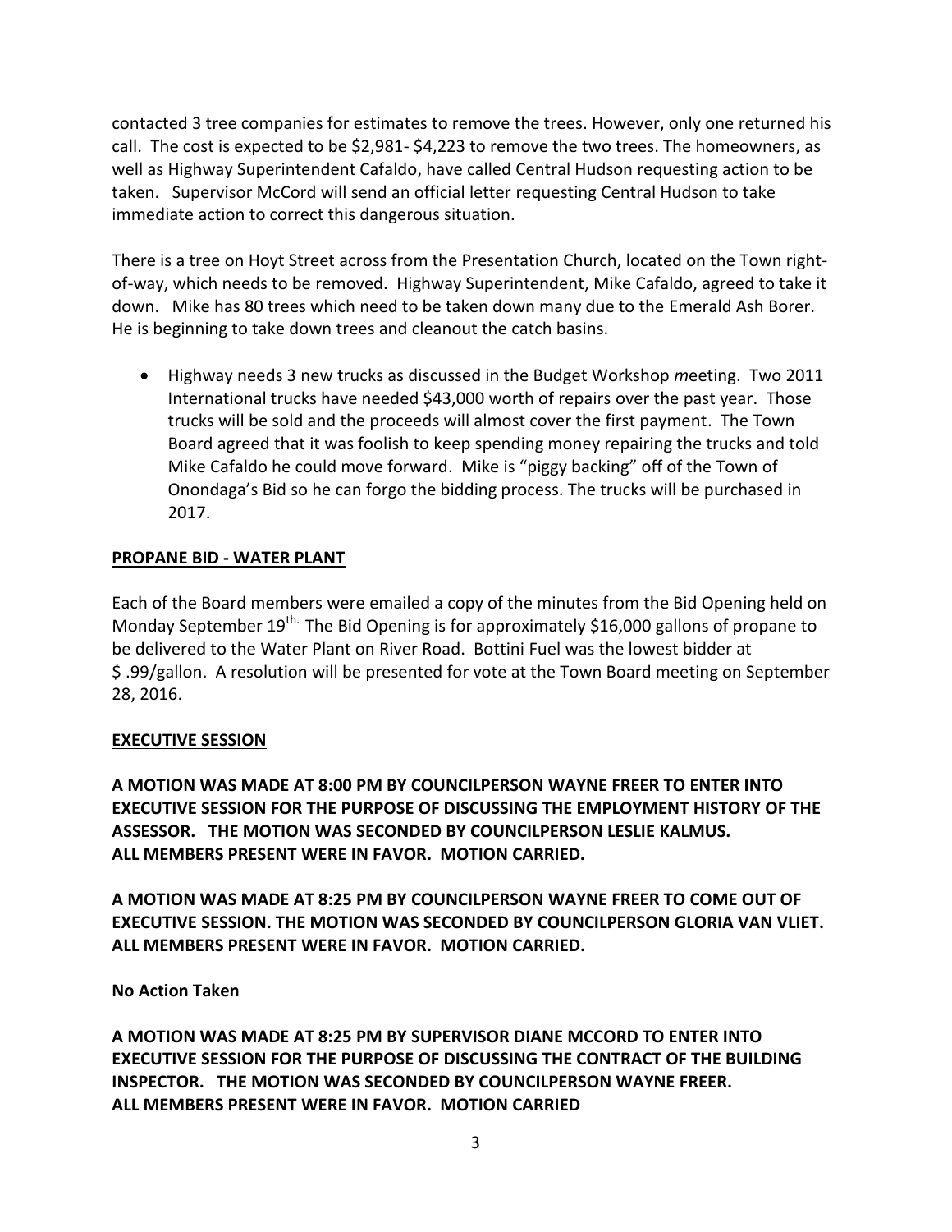contacted 3 tree companies for estimates to remove the trees. However, only one returned his call. The cost is expected to be $2,981- $4,223 to remove the two trees. The homeowners, as well as Highway Superintendent Cafaldo, have called Central Hudson requesting action to be taken. Supervisor McCord will send an official letter requesting Central Hudson to take immediate action to correct this dangerous situation.

There is a tree on Hoyt Street across from the Presentation Church, located on the Town right-of-way, which needs to be removed. Highway Superintendent, Mike Cafaldo, agreed to take it down. Mike has 80 trees which need to be taken down many due to the Emerald Ash Borer. He is beginning to take down trees and cleanout the catch basins.

- Highway needs 3 new trucks as discussed in the Budget Workshop *m*eeting. Two 2011 International trucks have needed $43,000 worth of repairs over the past year. Those trucks will be sold and the proceeds will almost cover the first payment. The Town Board agreed that it was foolish to keep spending money repairing the trucks and told Mike Cafaldo he could move forward. Mike is "piggy backing" off of the Town of Onondaga's Bid so he can forgo the bidding process. The trucks will be purchased in 2017.

**PROPANE BID - WATER PLANT**

Each of the Board members were emailed a copy of the minutes from the Bid Opening held on Monday September 19th. The Bid Opening is for approximately $16,000 gallons of propane to be delivered to the Water Plant on River Road. Bottini Fuel was the lowest bidder at $ .99/gallon. A resolution will be presented for vote at the Town Board meeting on September 28, 2016.

**EXECUTIVE SESSION**

**A MOTION WAS MADE AT 8:00 PM BY COUNCILPERSON WAYNE FREER TO ENTER INTO EXECUTIVE SESSION FOR THE PURPOSE OF DISCUSSING THE EMPLOYMENT HISTORY OF THE ASSESSOR. THE MOTION WAS SECONDED BY COUNCILPERSON LESLIE KALMUS. ALL MEMBERS PRESENT WERE IN FAVOR. MOTION CARRIED.**

**A MOTION WAS MADE AT 8:25 PM BY COUNCILPERSON WAYNE FREER TO COME OUT OF EXECUTIVE SESSION. THE MOTION WAS SECONDED BY COUNCILPERSON GLORIA VAN VLIET. ALL MEMBERS PRESENT WERE IN FAVOR. MOTION CARRIED.**

**No Action Taken**

**A MOTION WAS MADE AT 8:25 PM BY SUPERVISOR DIANE MCCORD TO ENTER INTO EXECUTIVE SESSION FOR THE PURPOSE OF DISCUSSING THE CONTRACT OF THE BUILDING INSPECTOR. THE MOTION WAS SECONDED BY COUNCILPERSON WAYNE FREER. ALL MEMBERS PRESENT WERE IN FAVOR. MOTION CARRIED**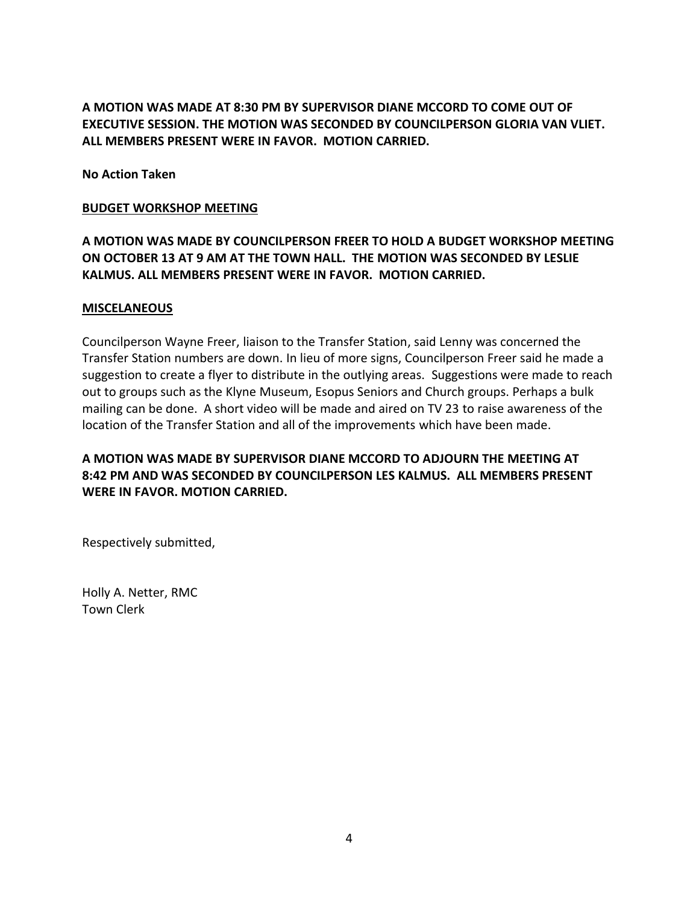**A MOTION WAS MADE AT 8:30 PM BY SUPERVISOR DIANE MCCORD TO COME OUT OF EXECUTIVE SESSION. THE MOTION WAS SECONDED BY COUNCILPERSON GLORIA VAN VLIET. ALL MEMBERS PRESENT WERE IN FAVOR. MOTION CARRIED.**

**No Action Taken**

**<u>BUDGET WORKSHOP MEETING</u>**

**A MOTION WAS MADE BY COUNCILPERSON FREER TO HOLD A BUDGET WORKSHOP MEETING ON OCTOBER 13 AT 9 AM AT THE TOWN HALL. THE MOTION WAS SECONDED BY LESLIE KALMUS. ALL MEMBERS PRESENT WERE IN FAVOR. MOTION CARRIED.**

**<u>MISCELANEOUS</u>**

Councilperson Wayne Freer, liaison to the Transfer Station, said Lenny was concerned the Transfer Station numbers are down. In lieu of more signs, Councilperson Freer said he made a suggestion to create a flyer to distribute in the outlying areas. Suggestions were made to reach out to groups such as the Klyne Museum, Esopus Seniors and Church groups. Perhaps a bulk mailing can be done. A short video will be made and aired on TV 23 to raise awareness of the location of the Transfer Station and all of the improvements which have been made.

**A MOTION WAS MADE BY SUPERVISOR DIANE MCCORD TO ADJOURN THE MEETING AT 8:42 PM AND WAS SECONDED BY COUNCILPERSON LES KALMUS. ALL MEMBERS PRESENT WERE IN FAVOR. MOTION CARRIED.**

Respectively submitted,

Holly A. Netter, RMC
Town Clerk